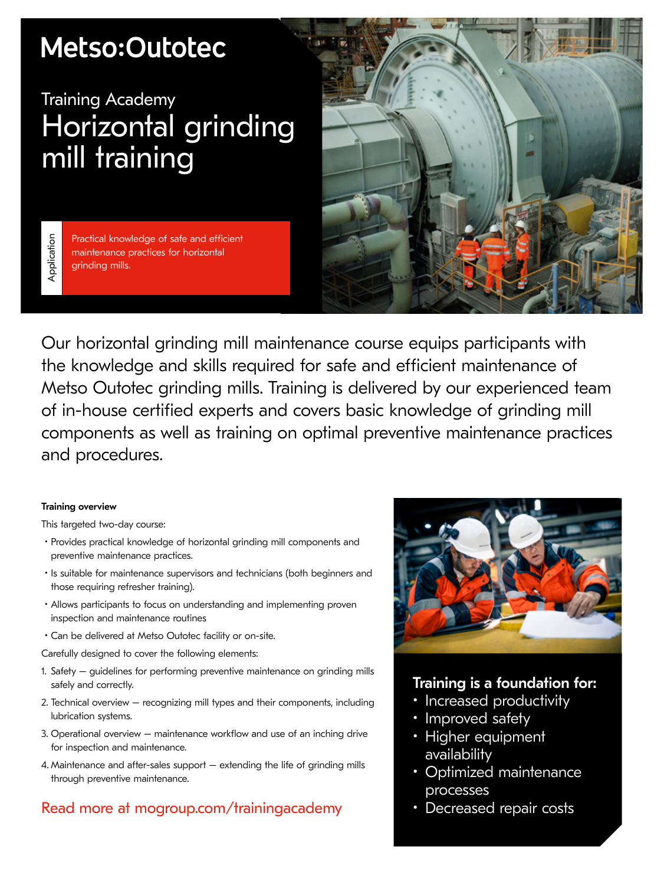Metso:Outotec

Training Academy

# Horizontal grinding mill training

**Application**

Practical knowledge of safe and efficient maintenance practices for horizontal grinding mills.

Our horizontal grinding mill maintenance course equips participants with the knowledge and skills required for safe and efficient maintenance of Metso Outotec grinding mills. Training is delivered by our experienced team of in-house certified experts and covers basic knowledge of grinding mill components as well as training on optimal preventive maintenance practices and procedures.

**Training overview**

This targeted two-day course:

- Provides practical knowledge of horizontal grinding mill components and preventive maintenance practices.
- Is suitable for maintenance supervisors and technicians (both beginners and those requiring refresher training).
- Allows participants to focus on understanding and implementing proven inspection and maintenance routines
- Can be delivered at Metso Outotec facility or on-site.

Carefully designed to cover the following elements:

1. Safety — guidelines for performing preventive maintenance on grinding mills safely and correctly.
2. Technical overview — recognizing mill types and their components, including lubrication systems.
3. Operational overview — maintenance workflow and use of an inching drive for inspection and maintenance.
4. Maintenance and after-sales support — extending the life of grinding mills through preventive maintenance.

Read more at mogroup.com/trainingacademy

**Training is a foundation for:**

- Increased productivity
- Improved safety
- Higher equipment availability
- Optimized maintenance processes
- Decreased repair costs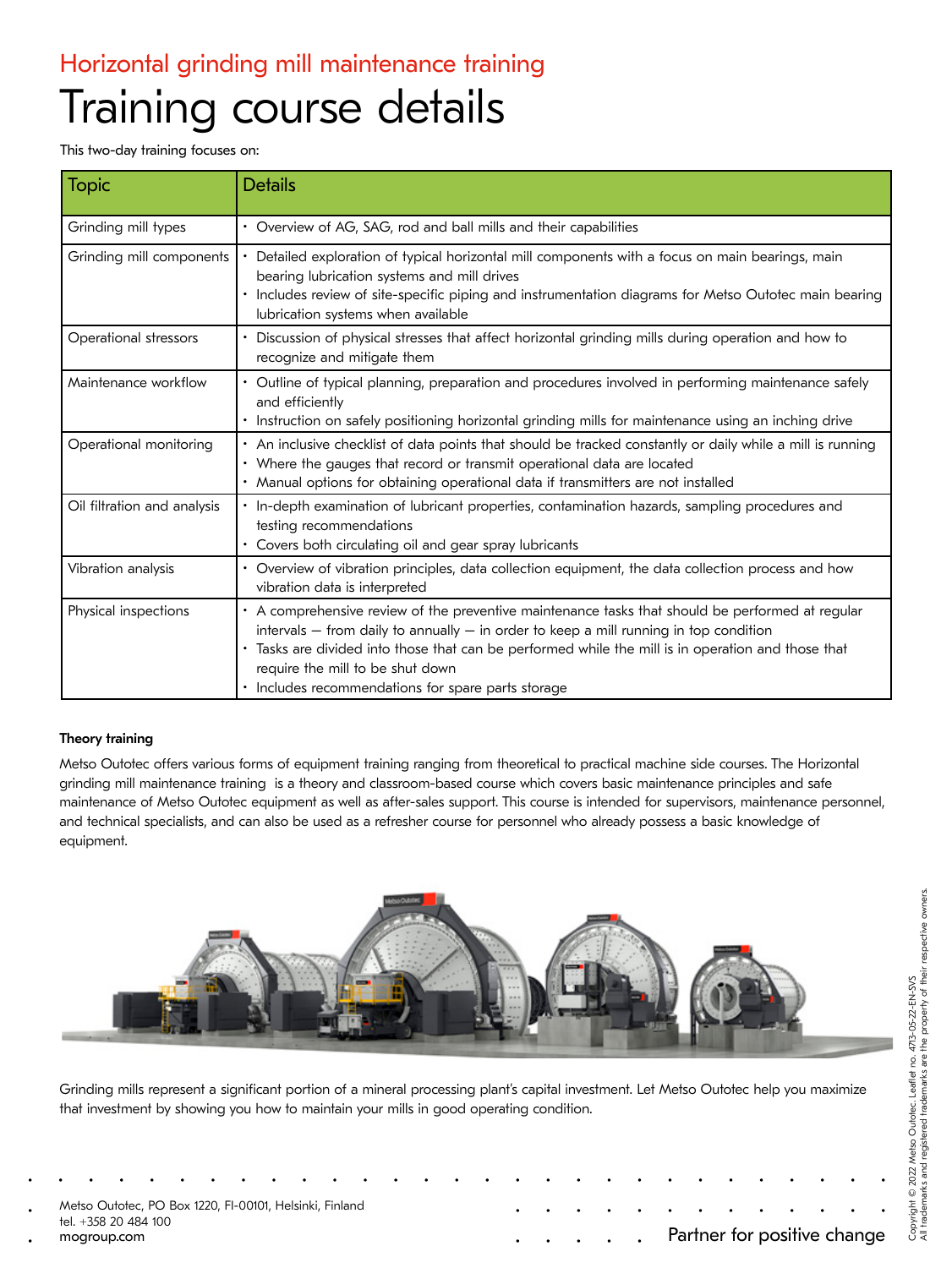Horizontal grinding mill maintenance training

# Training course details

This two-day training focuses on:

| Topic | Details |
|---|---|
| Grinding mill types | • Overview of AG, SAG, rod and ball mills and their capabilities |
| Grinding mill components | • Detailed exploration of typical horizontal mill components with a focus on main bearings, main bearing lubrication systems and mill drives<br>• Includes review of site-specific piping and instrumentation diagrams for Metso Outotec main bearing lubrication systems when available |
| Operational stressors | • Discussion of physical stresses that affect horizontal grinding mills during operation and how to recognize and mitigate them |
| Maintenance workflow | • Outline of typical planning, preparation and procedures involved in performing maintenance safely and efficiently<br>• Instruction on safely positioning horizontal grinding mills for maintenance using an inching drive |
| Operational monitoring | • An inclusive checklist of data points that should be tracked constantly or daily while a mill is running<br>• Where the gauges that record or transmit operational data are located<br>• Manual options for obtaining operational data if transmitters are not installed |
| Oil filtration and analysis | • In-depth examination of lubricant properties, contamination hazards, sampling procedures and testing recommendations<br>• Covers both circulating oil and gear spray lubricants |
| Vibration analysis | • Overview of vibration principles, data collection equipment, the data collection process and how vibration data is interpreted |
| Physical inspections | • A comprehensive review of the preventive maintenance tasks that should be performed at regular intervals — from daily to annually — in order to keep a mill running in top condition<br>• Tasks are divided into those that can be performed while the mill is in operation and those that require the mill to be shut down<br>• Includes recommendations for spare parts storage |

**Theory training**

Metso Outotec offers various forms of equipment training ranging from theoretical to practical machine side courses. The Horizontal grinding mill maintenance training is a theory and classroom-based course which covers basic maintenance principles and safe maintenance of Metso Outotec equipment as well as after-sales support. This course is intended for supervisors, maintenance personnel, and technical specialists, and can also be used as a refresher course for personnel who already possess a basic knowledge of equipment.

Grinding mills represent a significant portion of a mineral processing plant's capital investment. Let Metso Outotec help you maximize that investment by showing you how to maintain your mills in good operating condition.

Metso Outotec, PO Box 1220, FI-00101, Helsinki, Finland
tel. +358 20 484 100
mogroup.com

Partner for positive change

Copyright © 2022 Metso Outotec. Leaflet no. 4713-05-22-EN-SVS
All trademarks and registered trademarks are the property of their respective owners.